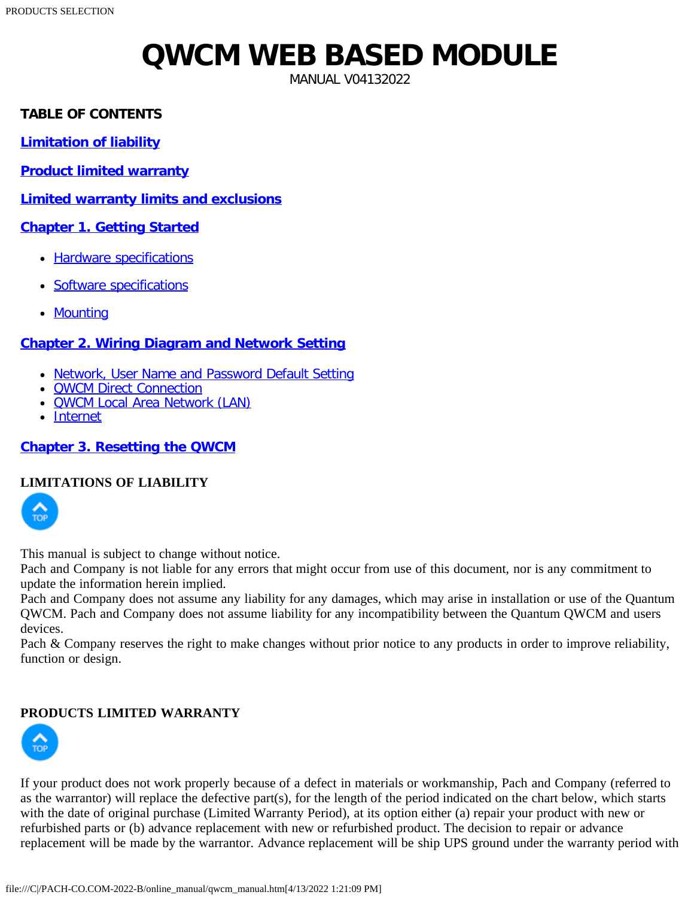# QWCM WEB BASED MODULE

MANUAL V04132022

**TABLE OF CONTENTS**

**Limitation of liability**

**Product limited warranty**

**Limited warranty limits and exclusions**

**Chapter 1. Getting Started**

- Hardware specifications
- Software specifications
- Mounting

**Chapter 2. Wiring Diagram and Network Setting**

- Network, User Name and Password Default Setting
- QWCM Direct Connection
- QWCM Local Area Network (LAN)
- Internet

**Chapter 3. Resetting the QWCM**

## LIMITATIONS OF LIABILITY

This manual is subject to change without notice.
Pach and Company is not liable for any errors that might occur from use of this document, nor is any commitment to update the information herein implied.
Pach and Company does not assume any liability for any damages, which may arise in installation or use of the Quantum QWCM. Pach and Company does not assume liability for any incompatibility between the Quantum QWCM and users devices.
Pach & Company reserves the right to make changes without prior notice to any products in order to improve reliability, function or design.

## PRODUCTS LIMITED WARRANTY

If your product does not work properly because of a defect in materials or workmanship, Pach and Company (referred to as the warrantor) will replace the defective part(s), for the length of the period indicated on the chart below, which starts with the date of original purchase (Limited Warranty Period), at its option either (a) repair your product with new or refurbished parts or (b) advance replacement with new or refurbished product. The decision to repair or advance replacement will be made by the warrantor. Advance replacement will be ship UPS ground under the warranty period with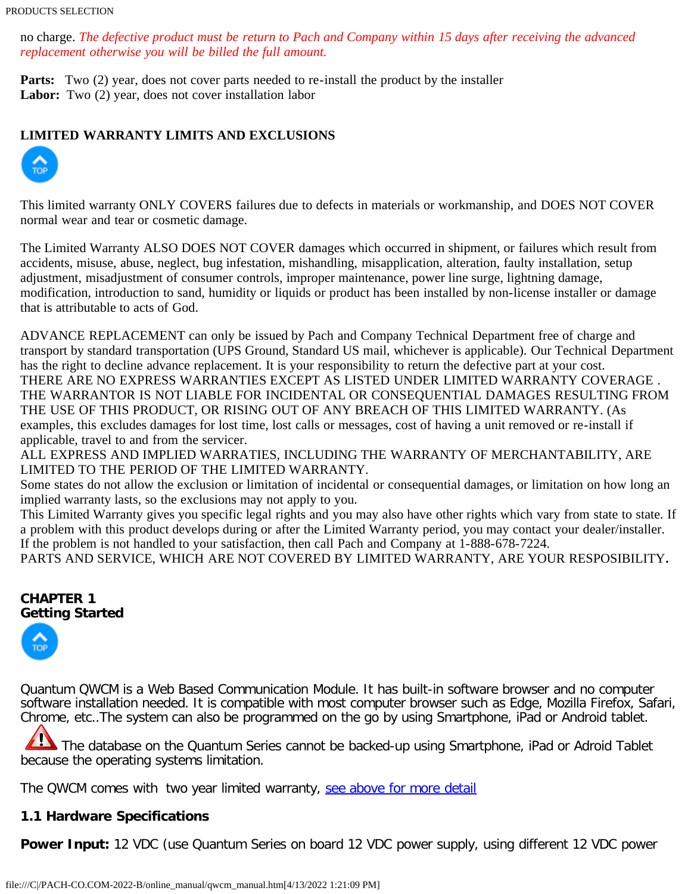no charge. *The defective product must be return to Pach and Company within 15 days after receiving the advanced replacement otherwise you will be billed the full amount.*

**Parts:** Two (2) year, does not cover parts needed to re-install the product by the installer
**Labor:** Two (2) year, does not cover installation labor

## LIMITED WARRANTY LIMITS AND EXCLUSIONS

This limited warranty ONLY COVERS failures due to defects in materials or workmanship, and DOES NOT COVER normal wear and tear or cosmetic damage.

The Limited Warranty ALSO DOES NOT COVER damages which occurred in shipment, or failures which result from accidents, misuse, abuse, neglect, bug infestation, mishandling, misapplication, alteration, faulty installation, setup adjustment, misadjustment of consumer controls, improper maintenance, power line surge, lightning damage, modification, introduction to sand, humidity or liquids or product has been installed by non-license installer or damage that is attributable to acts of God.

ADVANCE REPLACEMENT can only be issued by Pach and Company Technical Department free of charge and transport by standard transportation (UPS Ground, Standard US mail, whichever is applicable). Our Technical Department has the right to decline advance replacement. It is your responsibility to return the defective part at your cost.
THERE ARE NO EXPRESS WARRANTIES EXCEPT AS LISTED UNDER LIMITED WARRANTY COVERAGE . THE WARRANTOR IS NOT LIABLE FOR INCIDENTAL OR CONSEQUENTIAL DAMAGES RESULTING FROM THE USE OF THIS PRODUCT, OR RISING OUT OF ANY BREACH OF THIS LIMITED WARRANTY. (As examples, this excludes damages for lost time, lost calls or messages, cost of having a unit removed or re-install if applicable, travel to and from the servicer.
ALL EXPRESS AND IMPLIED WARRATIES, INCLUDING THE WARRANTY OF MERCHANTABILITY, ARE LIMITED TO THE PERIOD OF THE LIMITED WARRANTY.
Some states do not allow the exclusion or limitation of incidental or consequential damages, or limitation on how long an implied warranty lasts, so the exclusions may not apply to you.
This Limited Warranty gives you specific legal rights and you may also have other rights which vary from state to state. If a problem with this product develops during or after the Limited Warranty period, you may contact your dealer/installer. If the problem is not handled to your satisfaction, then call Pach and Company at 1-888-678-7224.
PARTS AND SERVICE, WHICH ARE NOT COVERED BY LIMITED WARRANTY, ARE YOUR RESPOSIBILITY.

## CHAPTER 1
## Getting Started

Quantum QWCM is a Web Based Communication Module. It has built-in software browser and no computer software installation needed. It is compatible with most computer browser such as Edge, Mozilla Firefox, Safari, Chrome, etc..The system can also be programmed on the go by using Smartphone, iPad or Android tablet.

⚠ The database on the Quantum Series cannot be backed-up using Smartphone, iPad or Adroid Tablet because the operating systems limitation.

The QWCM comes with two year limited warranty, see above for more detail

### 1.1 Hardware Specifications

**Power Input:** 12 VDC (use Quantum Series on board 12 VDC power supply, using different 12 VDC power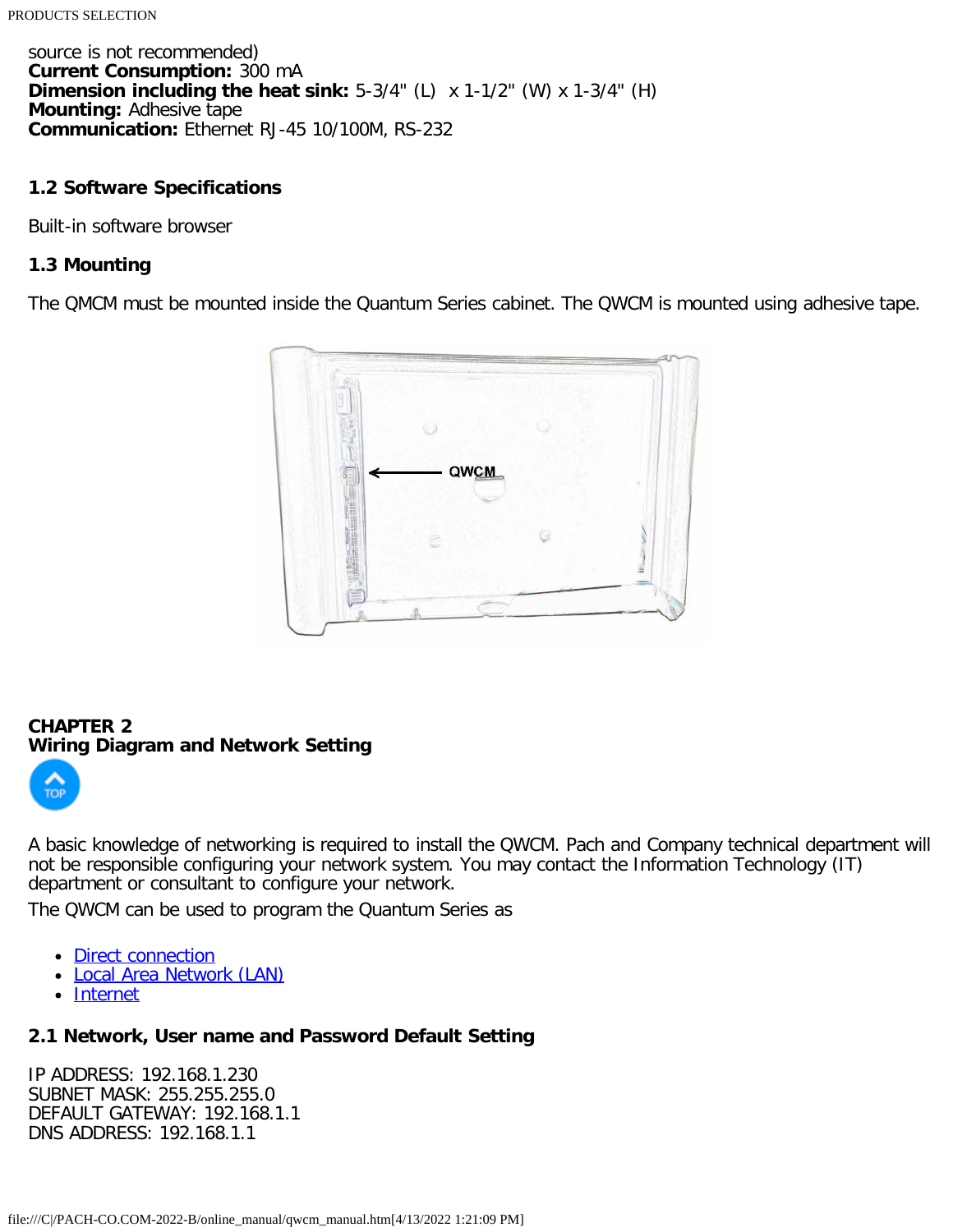source is not recommended)
**Current Consumption:** 300 mA
**Dimension including the heat sink:** 5-3/4" (L)  x 1-1/2" (W) x 1-3/4" (H)
**Mounting:** Adhesive tape
**Communication:** Ethernet RJ-45 10/100M, RS-232

### 1.2 Software Specifications

Built-in software browser

### 1.3 Mounting

The QMCM must be mounted inside the Quantum Series cabinet. The QWCM is mounted using adhesive tape.

## CHAPTER 2
## Wiring Diagram and Network Setting

A basic knowledge of networking is required to install the QWCM. Pach and Company technical department will not be responsible configuring your network system. You may contact the Information Technology (IT) department or consultant to configure your network.

The QWCM can be used to program the Quantum Series as

- Direct connection
- Local Area Network (LAN)
- Internet

### 2.1 Network, User name and Password Default Setting

IP ADDRESS: 192.168.1.230
SUBNET MASK: 255.255.255.0
DEFAULT GATEWAY: 192.168.1.1
DNS ADDRESS: 192.168.1.1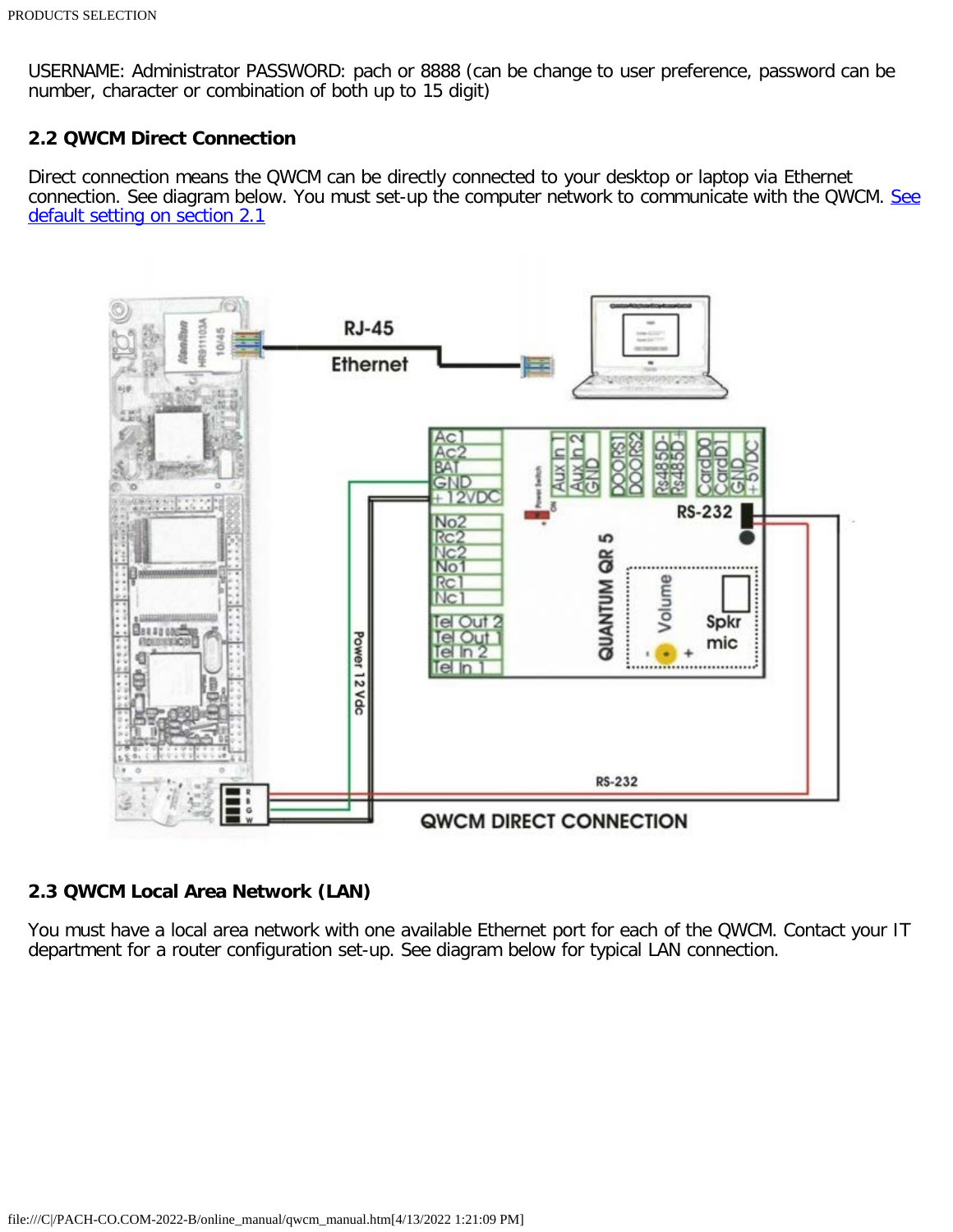USERNAME: Administrator PASSWORD: pach or 8888 (can be change to user preference, password can be number, character or combination of both up to 15 digit)

### 2.2 QWCM Direct Connection

Direct connection means the QWCM can be directly connected to your desktop or laptop via Ethernet connection. See diagram below. You must set-up the computer network to communicate with the QWCM. [See default setting on section 2.1]

### 2.3 QWCM Local Area Network (LAN)

You must have a local area network with one available Ethernet port for each of the QWCM. Contact your IT department for a router configuration set-up. See diagram below for typical LAN connection.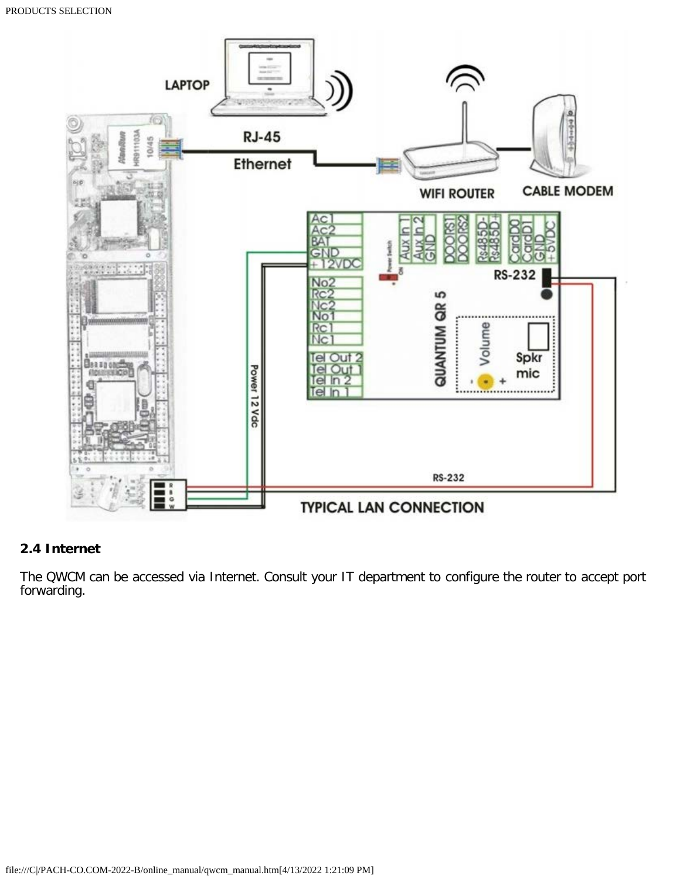## 2.4 Internet

The QWCM can be accessed via Internet. Consult your IT department to configure the router to accept port forwarding.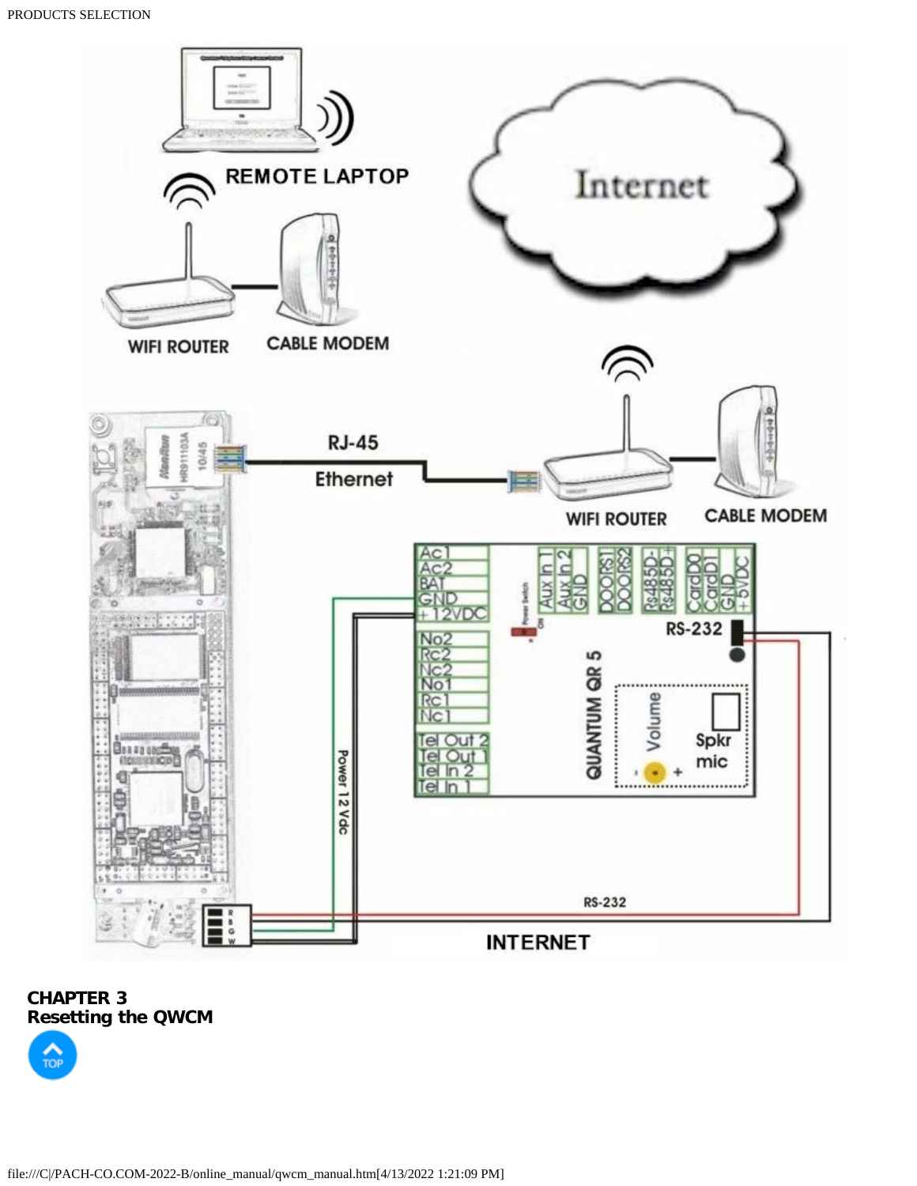## CHAPTER 3
## Resetting the QWCM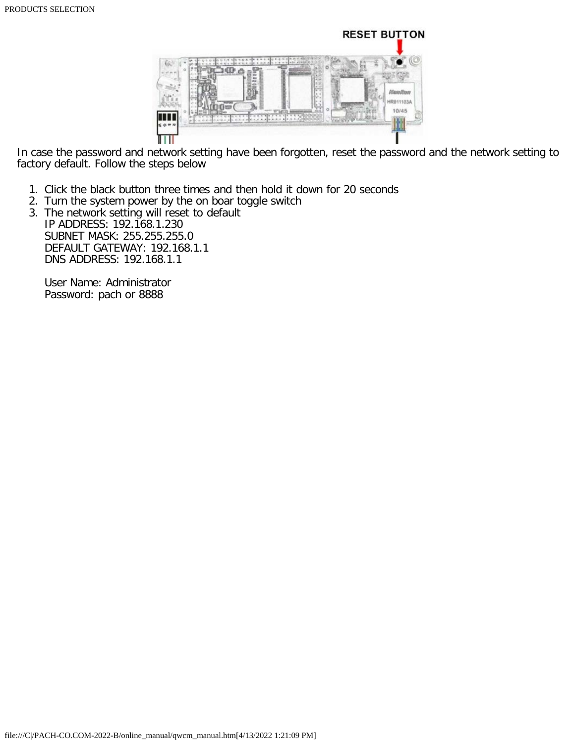RESET BUTTON

In case the password and network setting have been forgotten, reset the password and the network setting to factory default. Follow the steps below

1. Click the black button three times and then hold it down for 20 seconds
2. Turn the system power by the on boar toggle switch
3. The network setting will reset to default
   IP ADDRESS: 192.168.1.230
   SUBNET MASK: 255.255.255.0
   DEFAULT GATEWAY: 192.168.1.1
   DNS ADDRESS: 192.168.1.1

   User Name: Administrator
   Password: pach or 8888